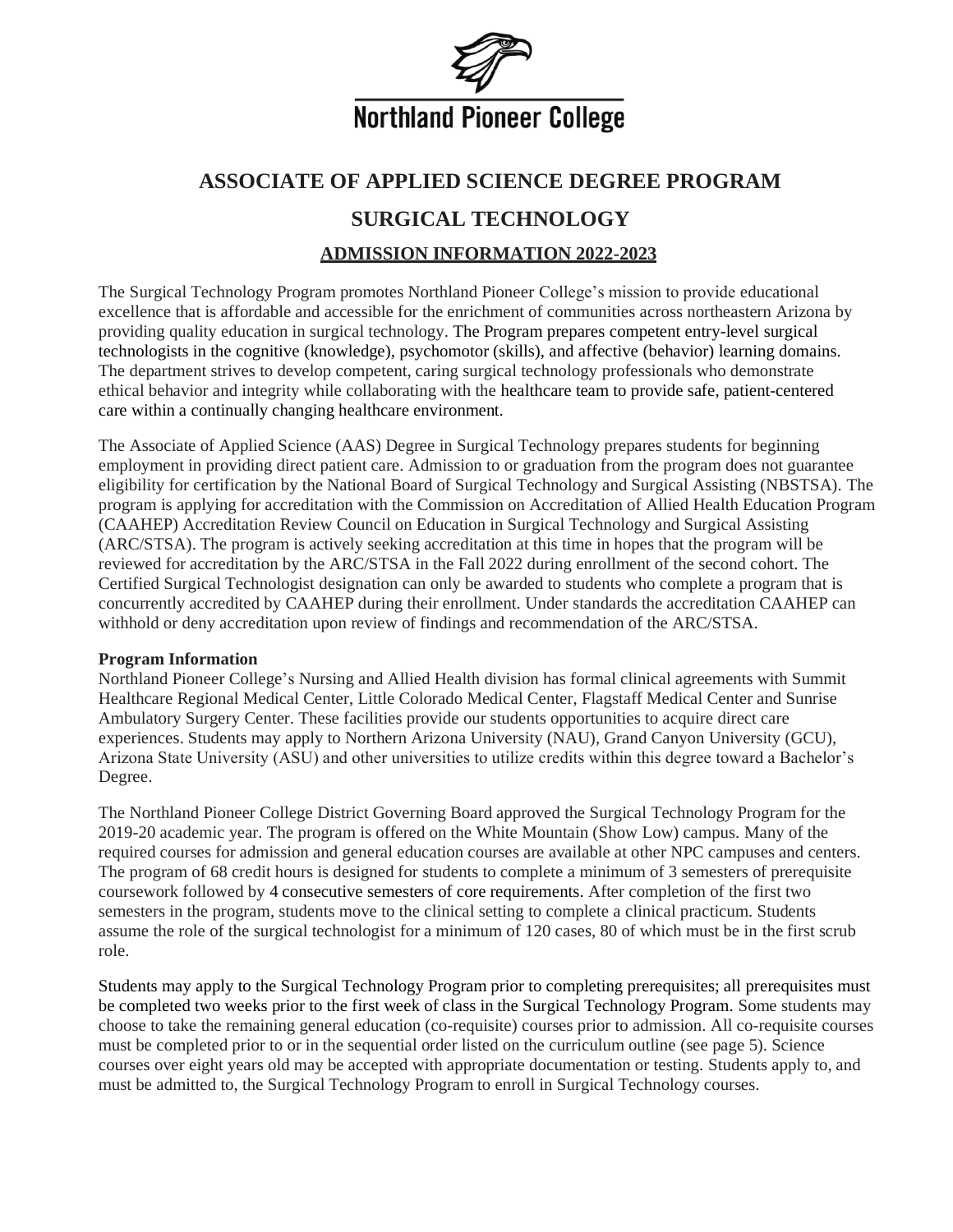Northland Pioneer College

# ASSOCIATE OF APPLIED SCIENCE DEGREE PROGRAM

# SURGICAL TECHNOLOGY

## ADMISSION INFORMATION 2022-2023

The Surgical Technology Program promotes Northland Pioneer College's mission to provide educational excellence that is affordable and accessible for the enrichment of communities across northeastern Arizona by providing quality education in surgical technology. The Program prepares competent entry-level surgical technologists in the cognitive (knowledge), psychomotor (skills), and affective (behavior) learning domains. The department strives to develop competent, caring surgical technology professionals who demonstrate ethical behavior and integrity while collaborating with the healthcare team to provide safe, patient-centered care within a continually changing healthcare environment.

The Associate of Applied Science (AAS) Degree in Surgical Technology prepares students for beginning employment in providing direct patient care. Admission to or graduation from the program does not guarantee eligibility for certification by the National Board of Surgical Technology and Surgical Assisting (NBSTSA). The program is applying for accreditation with the Commission on Accreditation of Allied Health Education Program (CAAHEP) Accreditation Review Council on Education in Surgical Technology and Surgical Assisting (ARC/STSA). The program is actively seeking accreditation at this time in hopes that the program will be reviewed for accreditation by the ARC/STSA in the Fall 2022 during enrollment of the second cohort. The Certified Surgical Technologist designation can only be awarded to students who complete a program that is concurrently accredited by CAAHEP during their enrollment. Under standards the accreditation CAAHEP can withhold or deny accreditation upon review of findings and recommendation of the ARC/STSA.

**Program Information**

Northland Pioneer College's Nursing and Allied Health division has formal clinical agreements with Summit Healthcare Regional Medical Center, Little Colorado Medical Center, Flagstaff Medical Center and Sunrise Ambulatory Surgery Center. These facilities provide our students opportunities to acquire direct care experiences. Students may apply to Northern Arizona University (NAU), Grand Canyon University (GCU), Arizona State University (ASU) and other universities to utilize credits within this degree toward a Bachelor's Degree.

The Northland Pioneer College District Governing Board approved the Surgical Technology Program for the 2019-20 academic year. The program is offered on the White Mountain (Show Low) campus. Many of the required courses for admission and general education courses are available at other NPC campuses and centers. The program of 68 credit hours is designed for students to complete a minimum of 3 semesters of prerequisite coursework followed by 4 consecutive semesters of core requirements. After completion of the first two semesters in the program, students move to the clinical setting to complete a clinical practicum. Students assume the role of the surgical technologist for a minimum of 120 cases, 80 of which must be in the first scrub role.

Students may apply to the Surgical Technology Program prior to completing prerequisites; all prerequisites must be completed two weeks prior to the first week of class in the Surgical Technology Program. Some students may choose to take the remaining general education (co-requisite) courses prior to admission. All co-requisite courses must be completed prior to or in the sequential order listed on the curriculum outline (see page 5). Science courses over eight years old may be accepted with appropriate documentation or testing. Students apply to, and must be admitted to, the Surgical Technology Program to enroll in Surgical Technology courses.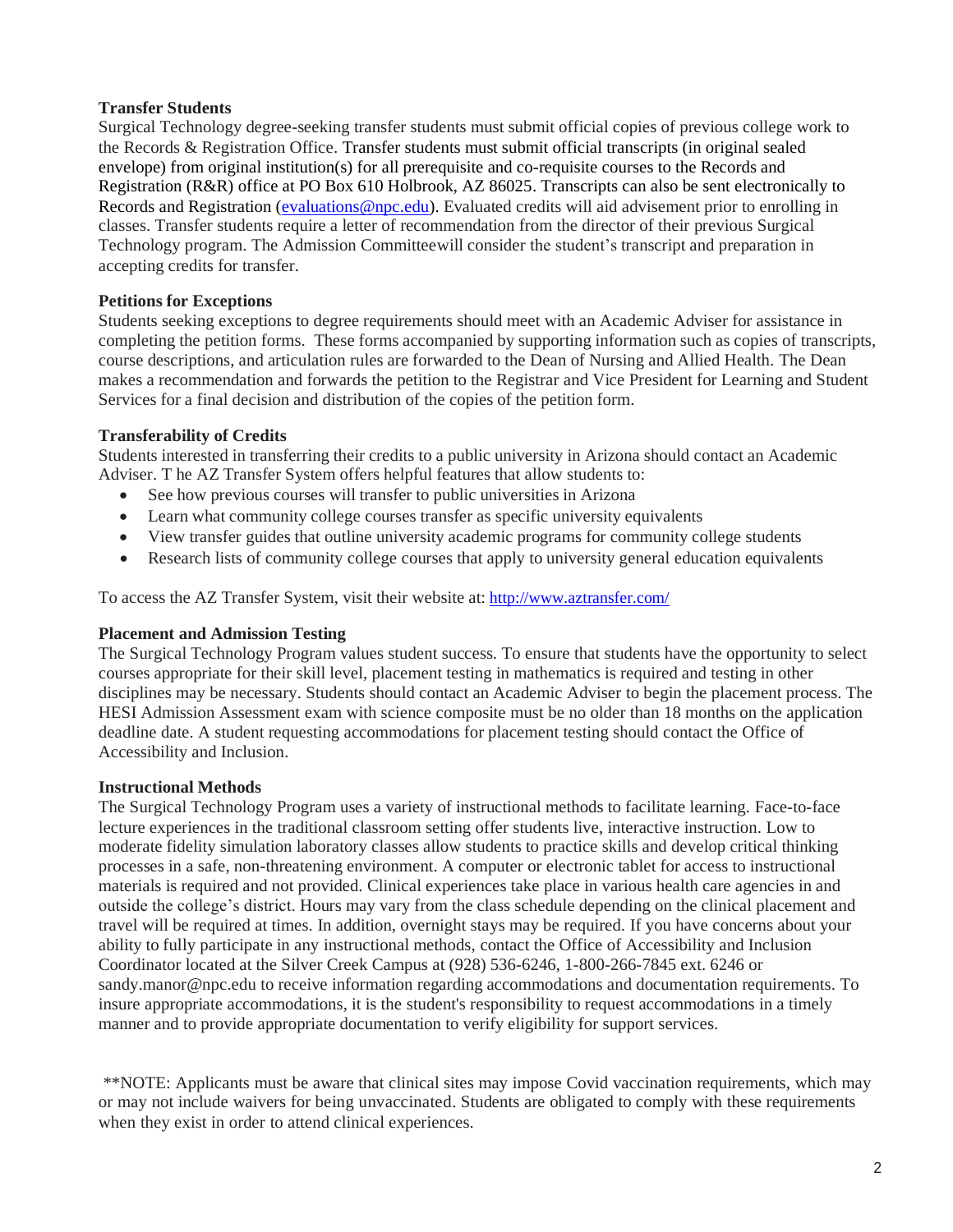**Transfer Students**

Surgical Technology degree-seeking transfer students must submit official copies of previous college work to the Records & Registration Office. Transfer students must submit official transcripts (in original sealed envelope) from original institution(s) for all prerequisite and co-requisite courses to the Records and Registration (R&R) office at PO Box 610 Holbrook, AZ 86025. Transcripts can also be sent electronically to Records and Registration (evaluations@npc.edu). Evaluated credits will aid advisement prior to enrolling in classes. Transfer students require a letter of recommendation from the director of their previous Surgical Technology program. The Admission Committeewill consider the student's transcript and preparation in accepting credits for transfer.

**Petitions for Exceptions**

Students seeking exceptions to degree requirements should meet with an Academic Adviser for assistance in completing the petition forms. These forms accompanied by supporting information such as copies of transcripts, course descriptions, and articulation rules are forwarded to the Dean of Nursing and Allied Health. The Dean makes a recommendation and forwards the petition to the Registrar and Vice President for Learning and Student Services for a final decision and distribution of the copies of the petition form.

**Transferability of Credits**

Students interested in transferring their credits to a public university in Arizona should contact an Academic Adviser. T he AZ Transfer System offers helpful features that allow students to:

- See how previous courses will transfer to public universities in Arizona
- Learn what community college courses transfer as specific university equivalents
- View transfer guides that outline university academic programs for community college students
- Research lists of community college courses that apply to university general education equivalents

To access the AZ Transfer System, visit their website at: http://www.aztransfer.com/

**Placement and Admission Testing**

The Surgical Technology Program values student success. To ensure that students have the opportunity to select courses appropriate for their skill level, placement testing in mathematics is required and testing in other disciplines may be necessary. Students should contact an Academic Adviser to begin the placement process. The HESI Admission Assessment exam with science composite must be no older than 18 months on the application deadline date. A student requesting accommodations for placement testing should contact the Office of Accessibility and Inclusion.

**Instructional Methods**

The Surgical Technology Program uses a variety of instructional methods to facilitate learning. Face-to-face lecture experiences in the traditional classroom setting offer students live, interactive instruction. Low to moderate fidelity simulation laboratory classes allow students to practice skills and develop critical thinking processes in a safe, non-threatening environment. A computer or electronic tablet for access to instructional materials is required and not provided. Clinical experiences take place in various health care agencies in and outside the college's district. Hours may vary from the class schedule depending on the clinical placement and travel will be required at times. In addition, overnight stays may be required. If you have concerns about your ability to fully participate in any instructional methods, contact the Office of Accessibility and Inclusion Coordinator located at the Silver Creek Campus at (928) 536-6246, 1-800-266-7845 ext. 6246 or sandy.manor@npc.edu to receive information regarding accommodations and documentation requirements. To insure appropriate accommodations, it is the student's responsibility to request accommodations in a timely manner and to provide appropriate documentation to verify eligibility for support services.

**NOTE: Applicants must be aware that clinical sites may impose Covid vaccination requirements, which may or may not include waivers for being unvaccinated. Students are obligated to comply with these requirements when they exist in order to attend clinical experiences.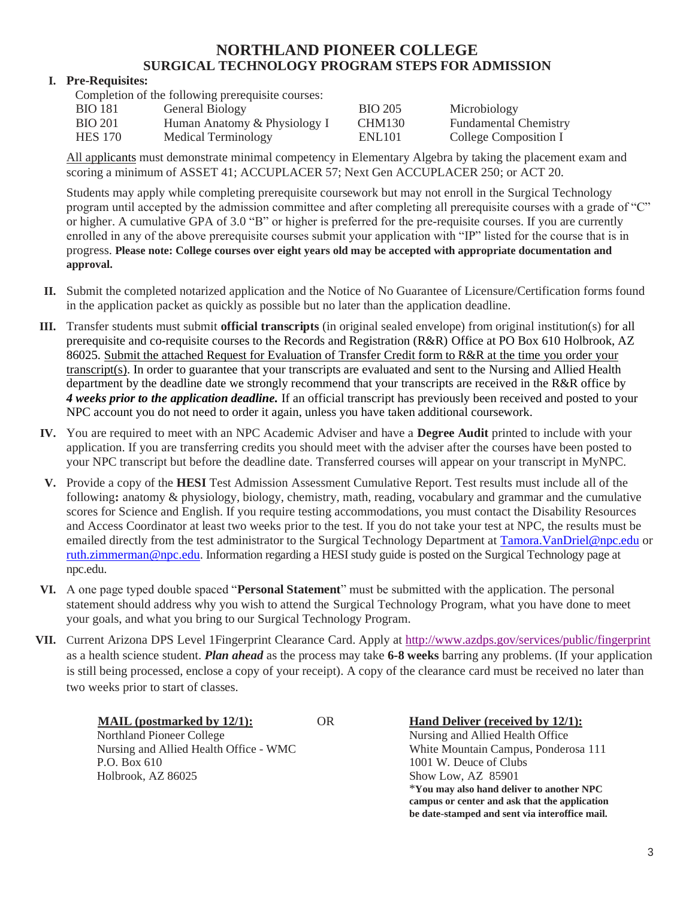# NORTHLAND PIONEER COLLEGE
## SURGICAL TECHNOLOGY PROGRAM STEPS FOR ADMISSION

**I. Pre-Requisites:**

Completion of the following prerequisite courses:

| | | | |
|---|---|---|---|
| BIO 181 | General Biology | BIO 205 | Microbiology |
| BIO 201 | Human Anatomy & Physiology I | CHM130 | Fundamental Chemistry |
| HES 170 | Medical Terminology | ENL101 | College Composition I |

All applicants must demonstrate minimal competency in Elementary Algebra by taking the placement exam and scoring a minimum of ASSET 41; ACCUPLACER 57; Next Gen ACCUPLACER 250; or ACT 20.

Students may apply while completing prerequisite coursework but may not enroll in the Surgical Technology program until accepted by the admission committee and after completing all prerequisite courses with a grade of "C" or higher. A cumulative GPA of 3.0 "B" or higher is preferred for the pre-requisite courses. If you are currently enrolled in any of the above prerequisite courses submit your application with "IP" listed for the course that is in progress. **Please note: College courses over eight years old may be accepted with appropriate documentation and approval.**

**II.** Submit the completed notarized application and the Notice of No Guarantee of Licensure/Certification forms found in the application packet as quickly as possible but no later than the application deadline.

**III.** Transfer students must submit **official transcripts** (in original sealed envelope) from original institution(s) for all prerequisite and co-requisite courses to the Records and Registration (R&R) Office at PO Box 610 Holbrook, AZ 86025. Submit the attached Request for Evaluation of Transfer Credit form to R&R at the time you order your transcript(s). In order to guarantee that your transcripts are evaluated and sent to the Nursing and Allied Health department by the deadline date we strongly recommend that your transcripts are received in the R&R office by ***4 weeks prior to the application deadline.*** If an official transcript has previously been received and posted to your NPC account you do not need to order it again, unless you have taken additional coursework.

**IV.** You are required to meet with an NPC Academic Adviser and have a **Degree Audit** printed to include with your application. If you are transferring credits you should meet with the adviser after the courses have been posted to your NPC transcript but before the deadline date. Transferred courses will appear on your transcript in MyNPC.

**V.** Provide a copy of the **HESI** Test Admission Assessment Cumulative Report. Test results must include all of the following**:** anatomy & physiology, biology, chemistry, math, reading, vocabulary and grammar and the cumulative scores for Science and English. If you require testing accommodations, you must contact the Disability Resources and Access Coordinator at least two weeks prior to the test. If you do not take your test at NPC, the results must be emailed directly from the test administrator to the Surgical Technology Department at Tamora.VanDriel@npc.edu or ruth.zimmerman@npc.edu. Information regarding a HESI study guide is posted on the Surgical Technology page at npc.edu.

**VI.** A one page typed double spaced "**Personal Statement**" must be submitted with the application. The personal statement should address why you wish to attend the Surgical Technology Program, what you have done to meet your goals, and what you bring to our Surgical Technology Program.

**VII.** Current Arizona DPS Level 1Fingerprint Clearance Card. Apply at http://www.azdps.gov/services/public/fingerprint as a health science student. ***Plan ahead*** as the process may take **6-8 weeks** barring any problems. (If your application is still being processed, enclose a copy of your receipt). A copy of the clearance card must be received no later than two weeks prior to start of classes.

**MAIL (postmarked by 12/1):**
Northland Pioneer College
Nursing and Allied Health Office - WMC
P.O. Box 610
Holbrook, AZ 86025

OR

**Hand Deliver (received by 12/1):**
Nursing and Allied Health Office
White Mountain Campus, Ponderosa 111
1001 W. Deuce of Clubs
Show Low, AZ 85901
***You may also hand deliver to another NPC campus or center and ask that the application be date-stamped and sent via interoffice mail.**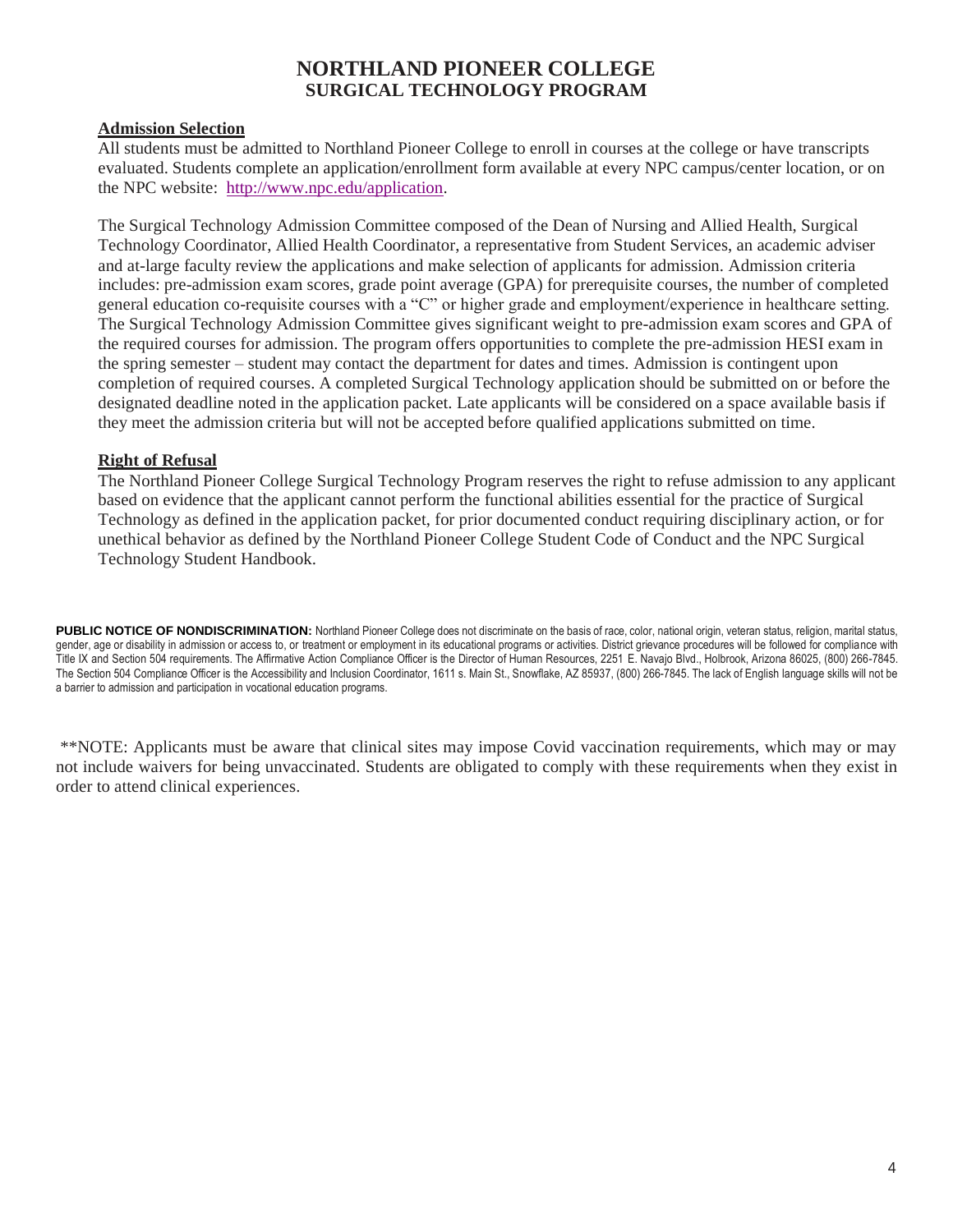# NORTHLAND PIONEER COLLEGE
## SURGICAL TECHNOLOGY PROGRAM

### Admission Selection

All students must be admitted to Northland Pioneer College to enroll in courses at the college or have transcripts evaluated. Students complete an application/enrollment form available at every NPC campus/center location, or on the NPC website: [http://www.npc.edu/application](http://www.npc.edu/application).

The Surgical Technology Admission Committee composed of the Dean of Nursing and Allied Health, Surgical Technology Coordinator, Allied Health Coordinator, a representative from Student Services, an academic adviser and at-large faculty review the applications and make selection of applicants for admission. Admission criteria includes: pre-admission exam scores, grade point average (GPA) for prerequisite courses, the number of completed general education co-requisite courses with a "C" or higher grade and employment/experience in healthcare setting. The Surgical Technology Admission Committee gives significant weight to pre-admission exam scores and GPA of the required courses for admission. The program offers opportunities to complete the pre-admission HESI exam in the spring semester – student may contact the department for dates and times. Admission is contingent upon completion of required courses. A completed Surgical Technology application should be submitted on or before the designated deadline noted in the application packet. Late applicants will be considered on a space available basis if they meet the admission criteria but will not be accepted before qualified applications submitted on time.

### Right of Refusal

The Northland Pioneer College Surgical Technology Program reserves the right to refuse admission to any applicant based on evidence that the applicant cannot perform the functional abilities essential for the practice of Surgical Technology as defined in the application packet, for prior documented conduct requiring disciplinary action, or for unethical behavior as defined by the Northland Pioneer College Student Code of Conduct and the NPC Surgical Technology Student Handbook.

**PUBLIC NOTICE OF NONDISCRIMINATION:** Northland Pioneer College does not discriminate on the basis of race, color, national origin, veteran status, religion, marital status, gender, age or disability in admission or access to, or treatment or employment in its educational programs or activities. District grievance procedures will be followed for compliance with Title IX and Section 504 requirements. The Affirmative Action Compliance Officer is the Director of Human Resources, 2251 E. Navajo Blvd., Holbrook, Arizona 86025, (800) 266-7845. The Section 504 Compliance Officer is the Accessibility and Inclusion Coordinator, 1611 s. Main St., Snowflake, AZ 85937, (800) 266-7845. The lack of English language skills will not be a barrier to admission and participation in vocational education programs.

**NOTE: Applicants must be aware that clinical sites may impose Covid vaccination requirements, which may or may not include waivers for being unvaccinated. Students are obligated to comply with these requirements when they exist in order to attend clinical experiences.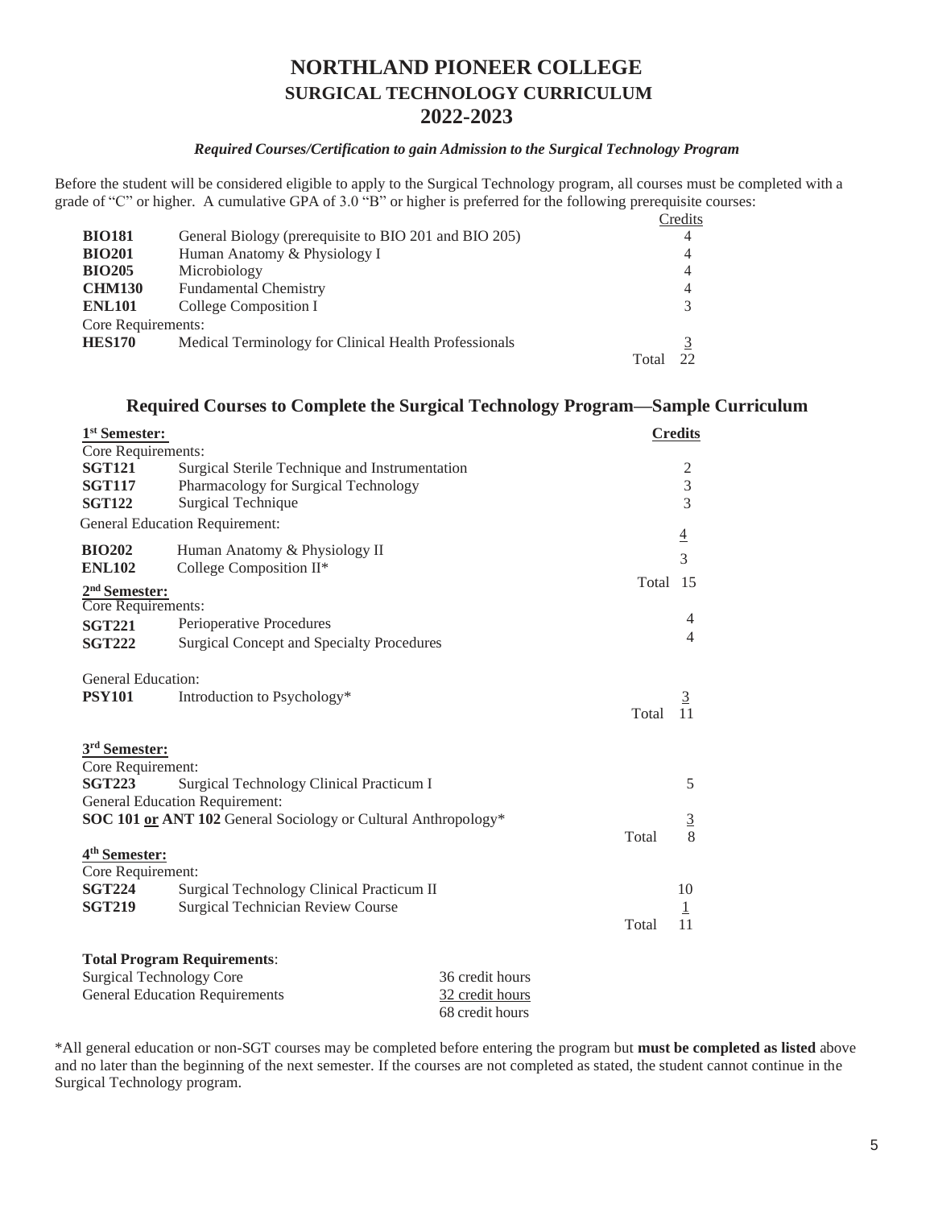# NORTHLAND PIONEER COLLEGE
## SURGICAL TECHNOLOGY CURRICULUM
## 2022-2023

***Required Courses/Certification to gain Admission to the Surgical Technology Program***

Before the student will be considered eligible to apply to the Surgical Technology program, all courses must be completed with a grade of "C" or higher. A cumulative GPA of 3.0 "B" or higher is preferred for the following prerequisite courses:

| Course | Title | Credits |
|---|---|---|
| **BIO181** | General Biology (prerequisite to BIO 201 and BIO 205) | 4 |
| **BIO201** | Human Anatomy & Physiology I | 4 |
| **BIO205** | Microbiology | 4 |
| **CHM130** | Fundamental Chemistry | 4 |
| **ENL101** | College Composition I | 3 |
| Core Requirements: | | |
| **HES170** | Medical Terminology for Clinical Health Professionals | 3 |
| | Total | 22 |

## Required Courses to Complete the Surgical Technology Program—Sample Curriculum

| **1st Semester:** | | **Credits** |
|---|---|---|
| Core Requirements: | | |
| **SGT121** | Surgical Sterile Technique and Instrumentation | 2 |
| **SGT117** | Pharmacology for Surgical Technology | 3 |
| **SGT122** | Surgical Technique | 3 |
| General Education Requirement: | | |
| **BIO202** | Human Anatomy & Physiology II | 4 |
| **ENL102** | College Composition II* | 3 |
| | Total | 15 |
| **2nd Semester:** | | |
| Core Requirements: | | |
| **SGT221** | Perioperative Procedures | 4 |
| **SGT222** | Surgical Concept and Specialty Procedures | 4 |
| General Education: | | |
| **PSY101** | Introduction to Psychology* | 3 |
| | Total | 11 |
| **3rd Semester:** | | |
| Core Requirement: | | |
| **SGT223** | Surgical Technology Clinical Practicum I | 5 |
| General Education Requirement: | | |
| **SOC 101 or ANT 102** | General Sociology or Cultural Anthropology* | 3 |
| | Total | 8 |
| **4th Semester:** | | |
| Core Requirement: | | |
| **SGT224** | Surgical Technology Clinical Practicum II | 10 |
| **SGT219** | Surgical Technician Review Course | 1 |
| | Total | 11 |

**Total Program Requirements**:

| | |
|---|---|
| Surgical Technology Core | 36 credit hours |
| General Education Requirements | 32 credit hours |
| | 68 credit hours |

*All general education or non-SGT courses may be completed before entering the program but **must be completed as listed** above and no later than the beginning of the next semester. If the courses are not completed as stated, the student cannot continue in the Surgical Technology program.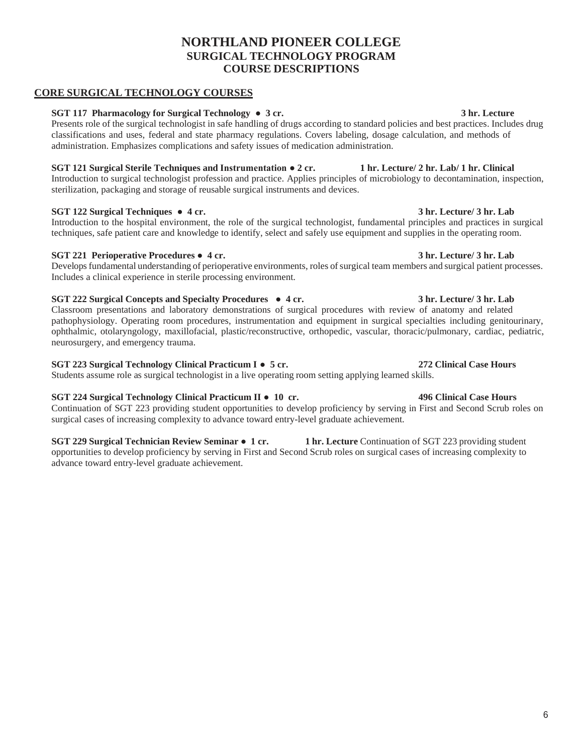# NORTHLAND PIONEER COLLEGE
## SURGICAL TECHNOLOGY PROGRAM
## COURSE DESCRIPTIONS

### CORE SURGICAL TECHNOLOGY COURSES

**SGT 117 Pharmacology for Surgical Technology ● 3 cr. 3 hr. Lecture**
Presents role of the surgical technologist in safe handling of drugs according to standard policies and best practices. Includes drug classifications and uses, federal and state pharmacy regulations. Covers labeling, dosage calculation, and methods of administration. Emphasizes complications and safety issues of medication administration.

**SGT 121 Surgical Sterile Techniques and Instrumentation ● 2 cr. 1 hr. Lecture/ 2 hr. Lab/ 1 hr. Clinical**
Introduction to surgical technologist profession and practice. Applies principles of microbiology to decontamination, inspection, sterilization, packaging and storage of reusable surgical instruments and devices.

**SGT 122 Surgical Techniques ● 4 cr. 3 hr. Lecture/ 3 hr. Lab**
Introduction to the hospital environment, the role of the surgical technologist, fundamental principles and practices in surgical techniques, safe patient care and knowledge to identify, select and safely use equipment and supplies in the operating room.

**SGT 221 Perioperative Procedures ● 4 cr. 3 hr. Lecture/ 3 hr. Lab**
Develops fundamental understanding of perioperative environments, roles of surgical team members and surgical patient processes. Includes a clinical experience in sterile processing environment.

**SGT 222 Surgical Concepts and Specialty Procedures ● 4 cr. 3 hr. Lecture/ 3 hr. Lab**
Classroom presentations and laboratory demonstrations of surgical procedures with review of anatomy and related pathophysiology. Operating room procedures, instrumentation and equipment in surgical specialties including genitourinary, ophthalmic, otolaryngology, maxillofacial, plastic/reconstructive, orthopedic, vascular, thoracic/pulmonary, cardiac, pediatric, neurosurgery, and emergency trauma.

**SGT 223 Surgical Technology Clinical Practicum I ● 5 cr. 272 Clinical Case Hours**
Students assume role as surgical technologist in a live operating room setting applying learned skills.

**SGT 224 Surgical Technology Clinical Practicum II ● 10 cr. 496 Clinical Case Hours**
Continuation of SGT 223 providing student opportunities to develop proficiency by serving in First and Second Scrub roles on surgical cases of increasing complexity to advance toward entry-level graduate achievement.

**SGT 229 Surgical Technician Review Seminar ● 1 cr. 1 hr. Lecture** Continuation of SGT 223 providing student opportunities to develop proficiency by serving in First and Second Scrub roles on surgical cases of increasing complexity to advance toward entry-level graduate achievement.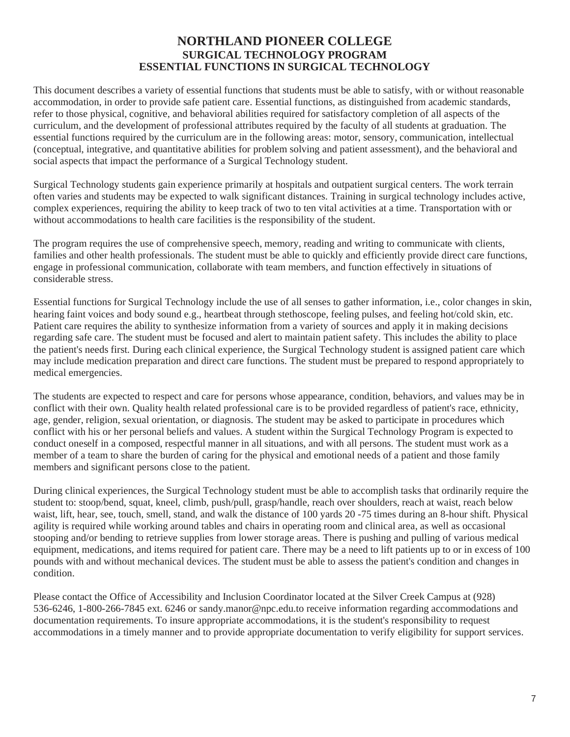# NORTHLAND PIONEER COLLEGE
## SURGICAL TECHNOLOGY PROGRAM
## ESSENTIAL FUNCTIONS IN SURGICAL TECHNOLOGY

This document describes a variety of essential functions that students must be able to satisfy, with or without reasonable accommodation, in order to provide safe patient care. Essential functions, as distinguished from academic standards, refer to those physical, cognitive, and behavioral abilities required for satisfactory completion of all aspects of the curriculum, and the development of professional attributes required by the faculty of all students at graduation. The essential functions required by the curriculum are in the following areas: motor, sensory, communication, intellectual (conceptual, integrative, and quantitative abilities for problem solving and patient assessment), and the behavioral and social aspects that impact the performance of a Surgical Technology student.

Surgical Technology students gain experience primarily at hospitals and outpatient surgical centers. The work terrain often varies and students may be expected to walk significant distances. Training in surgical technology includes active, complex experiences, requiring the ability to keep track of two to ten vital activities at a time. Transportation with or without accommodations to health care facilities is the responsibility of the student.

The program requires the use of comprehensive speech, memory, reading and writing to communicate with clients, families and other health professionals. The student must be able to quickly and efficiently provide direct care functions, engage in professional communication, collaborate with team members, and function effectively in situations of considerable stress.

Essential functions for Surgical Technology include the use of all senses to gather information, i.e., color changes in skin, hearing faint voices and body sound e.g., heartbeat through stethoscope, feeling pulses, and feeling hot/cold skin, etc. Patient care requires the ability to synthesize information from a variety of sources and apply it in making decisions regarding safe care. The student must be focused and alert to maintain patient safety. This includes the ability to place the patient's needs first. During each clinical experience, the Surgical Technology student is assigned patient care which may include medication preparation and direct care functions. The student must be prepared to respond appropriately to medical emergencies.

The students are expected to respect and care for persons whose appearance, condition, behaviors, and values may be in conflict with their own. Quality health related professional care is to be provided regardless of patient's race, ethnicity, age, gender, religion, sexual orientation, or diagnosis. The student may be asked to participate in procedures which conflict with his or her personal beliefs and values. A student within the Surgical Technology Program is expected to conduct oneself in a composed, respectful manner in all situations, and with all persons. The student must work as a member of a team to share the burden of caring for the physical and emotional needs of a patient and those family members and significant persons close to the patient.

During clinical experiences, the Surgical Technology student must be able to accomplish tasks that ordinarily require the student to: stoop/bend, squat, kneel, climb, push/pull, grasp/handle, reach over shoulders, reach at waist, reach below waist, lift, hear, see, touch, smell, stand, and walk the distance of 100 yards 20 -75 times during an 8-hour shift. Physical agility is required while working around tables and chairs in operating room and clinical area, as well as occasional stooping and/or bending to retrieve supplies from lower storage areas. There is pushing and pulling of various medical equipment, medications, and items required for patient care. There may be a need to lift patients up to or in excess of 100 pounds with and without mechanical devices. The student must be able to assess the patient's condition and changes in condition.

Please contact the Office of Accessibility and Inclusion Coordinator located at the Silver Creek Campus at (928) 536-6246, 1-800-266-7845 ext. 6246 or sandy.manor@npc.edu.to receive information regarding accommodations and documentation requirements. To insure appropriate accommodations, it is the student's responsibility to request accommodations in a timely manner and to provide appropriate documentation to verify eligibility for support services.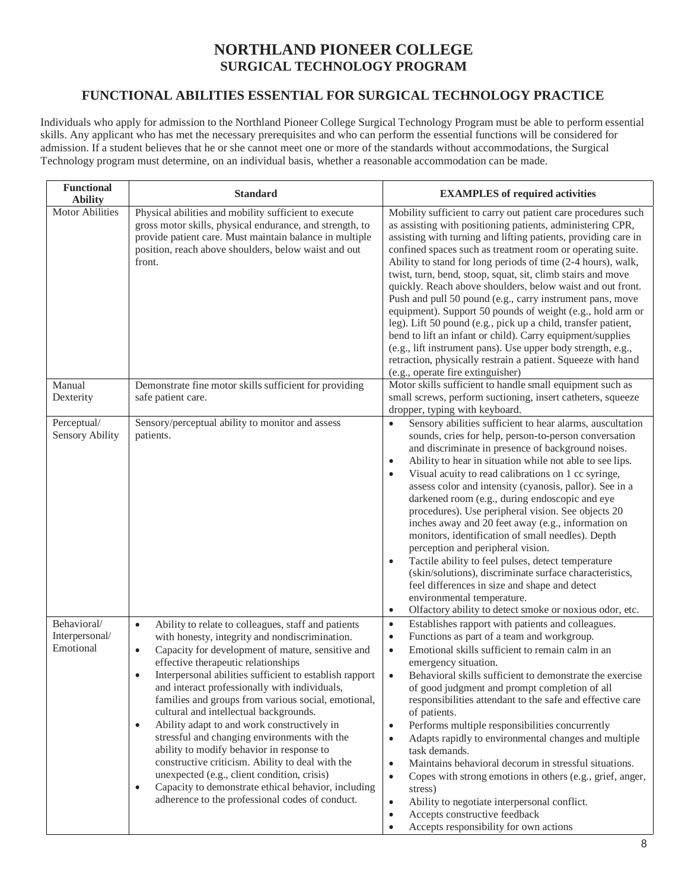# NORTHLAND PIONEER COLLEGE
## SURGICAL TECHNOLOGY PROGRAM

### FUNCTIONAL ABILITIES ESSENTIAL FOR SURGICAL TECHNOLOGY PRACTICE

Individuals who apply for admission to the Northland Pioneer College Surgical Technology Program must be able to perform essential skills. Any applicant who has met the necessary prerequisites and who can perform the essential functions will be considered for admission. If a student believes that he or she cannot meet one or more of the standards without accommodations, the Surgical Technology program must determine, on an individual basis, whether a reasonable accommodation can be made.

| Functional Ability | Standard | EXAMPLES of required activities |
|---|---|---|
| Motor Abilities | Physical abilities and mobility sufficient to execute gross motor skills, physical endurance, and strength, to provide patient care. Must maintain balance in multiple position, reach above shoulders, below waist and out front. | Mobility sufficient to carry out patient care procedures such as assisting with positioning patients, administering CPR, assisting with turning and lifting patients, providing care in confined spaces such as treatment room or operating suite. Ability to stand for long periods of time (2-4 hours), walk, twist, turn, bend, stoop, squat, sit, climb stairs and move quickly. Reach above shoulders, below waist and out front. Push and pull 50 pound (e.g., carry instrument pans, move equipment). Support 50 pounds of weight (e.g., hold arm or leg). Lift 50 pound (e.g., pick up a child, transfer patient, bend to lift an infant or child). Carry equipment/supplies (e.g., lift instrument pans). Use upper body strength, e.g., retraction, physically restrain a patient. Squeeze with hand (e.g., operate fire extinguisher) |
| Manual Dexterity | Demonstrate fine motor skills sufficient for providing safe patient care. | Motor skills sufficient to handle small equipment such as small screws, perform suctioning, insert catheters, squeeze dropper, typing with keyboard. |
| Perceptual/ Sensory Ability | Sensory/perceptual ability to monitor and assess patients. | • Sensory abilities sufficient to hear alarms, auscultation sounds, cries for help, person-to-person conversation and discriminate in presence of background noises.<br>• Ability to hear in situation while not able to see lips.<br>• Visual acuity to read calibrations on 1 cc syringe, assess color and intensity (cyanosis, pallor). See in a darkened room (e.g., during endoscopic and eye procedures). Use peripheral vision. See objects 20 inches away and 20 feet away (e.g., information on monitors, identification of small needles). Depth perception and peripheral vision.<br>• Tactile ability to feel pulses, detect temperature (skin/solutions), discriminate surface characteristics, feel differences in size and shape and detect environmental temperature.<br>• Olfactory ability to detect smoke or noxious odor, etc. |
| Behavioral/ Interpersonal/ Emotional | • Ability to relate to colleagues, staff and patients with honesty, integrity and nondiscrimination.<br>• Capacity for development of mature, sensitive and effective therapeutic relationships<br>• Interpersonal abilities sufficient to establish rapport and interact professionally with individuals, families and groups from various social, emotional, cultural and intellectual backgrounds.<br>• Ability adapt to and work constructively in stressful and changing environments with the ability to modify behavior in response to constructive criticism. Ability to deal with the unexpected (e.g., client condition, crisis)<br>• Capacity to demonstrate ethical behavior, including adherence to the professional codes of conduct. | • Establishes rapport with patients and colleagues.<br>• Functions as part of a team and workgroup.<br>• Emotional skills sufficient to remain calm in an emergency situation.<br>• Behavioral skills sufficient to demonstrate the exercise of good judgment and prompt completion of all responsibilities attendant to the safe and effective care of patients.<br>• Performs multiple responsibilities concurrently<br>• Adapts rapidly to environmental changes and multiple task demands.<br>• Maintains behavioral decorum in stressful situations.<br>• Copes with strong emotions in others (e.g., grief, anger, stress)<br>• Ability to negotiate interpersonal conflict.<br>• Accepts constructive feedback<br>• Accepts responsibility for own actions |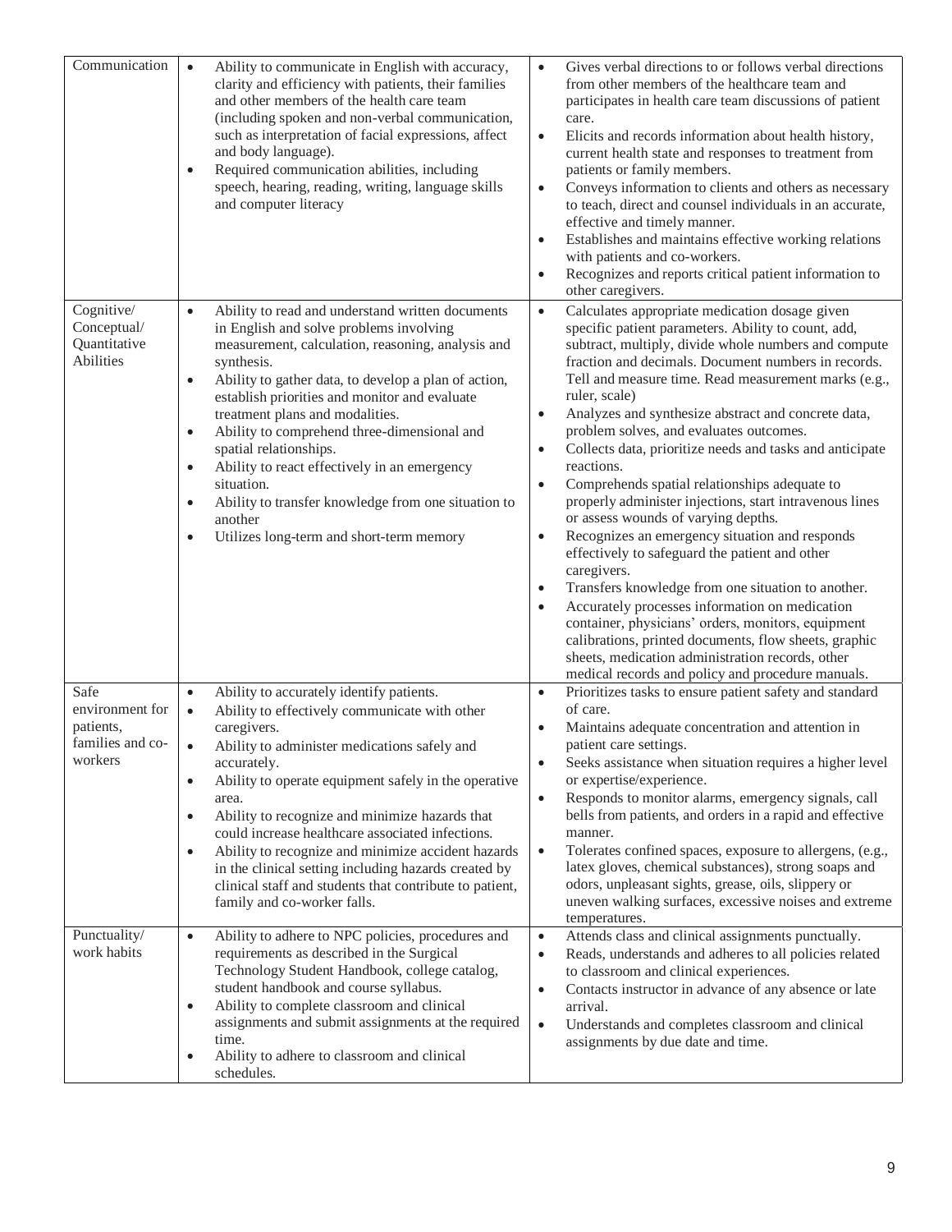| Communication | • Ability to communicate in English with accuracy, clarity and efficiency with patients, their families and other members of the health care team (including spoken and non-verbal communication, such as interpretation of facial expressions, affect and body language).<br>• Required communication abilities, including speech, hearing, reading, writing, language skills and computer literacy | • Gives verbal directions to or follows verbal directions from other members of the healthcare team and participates in health care team discussions of patient care.<br>• Elicits and records information about health history, current health state and responses to treatment from patients or family members.<br>• Conveys information to clients and others as necessary to teach, direct and counsel individuals in an accurate, effective and timely manner.<br>• Establishes and maintains effective working relations with patients and co-workers.<br>• Recognizes and reports critical patient information to other caregivers. |
|---|---|---|
| Cognitive/ Conceptual/ Quantitative Abilities | • Ability to read and understand written documents in English and solve problems involving measurement, calculation, reasoning, analysis and synthesis.<br>• Ability to gather data, to develop a plan of action, establish priorities and monitor and evaluate treatment plans and modalities.<br>• Ability to comprehend three-dimensional and spatial relationships.<br>• Ability to react effectively in an emergency situation.<br>• Ability to transfer knowledge from one situation to another<br>• Utilizes long-term and short-term memory | • Calculates appropriate medication dosage given specific patient parameters. Ability to count, add, subtract, multiply, divide whole numbers and compute fraction and decimals. Document numbers in records. Tell and measure time. Read measurement marks (e.g., ruler, scale)<br>• Analyzes and synthesize abstract and concrete data, problem solves, and evaluates outcomes.<br>• Collects data, prioritize needs and tasks and anticipate reactions.<br>• Comprehends spatial relationships adequate to properly administer injections, start intravenous lines or assess wounds of varying depths.<br>• Recognizes an emergency situation and responds effectively to safeguard the patient and other caregivers.<br>• Transfers knowledge from one situation to another.<br>• Accurately processes information on medication container, physicians' orders, monitors, equipment calibrations, printed documents, flow sheets, graphic sheets, medication administration records, other medical records and policy and procedure manuals. |
| Safe environment for patients, families and co-workers | • Ability to accurately identify patients.<br>• Ability to effectively communicate with other caregivers.<br>• Ability to administer medications safely and accurately.<br>• Ability to operate equipment safely in the operative area.<br>• Ability to recognize and minimize hazards that could increase healthcare associated infections.<br>• Ability to recognize and minimize accident hazards in the clinical setting including hazards created by clinical staff and students that contribute to patient, family and co-worker falls. | • Prioritizes tasks to ensure patient safety and standard of care.<br>• Maintains adequate concentration and attention in patient care settings.<br>• Seeks assistance when situation requires a higher level or expertise/experience.<br>• Responds to monitor alarms, emergency signals, call bells from patients, and orders in a rapid and effective manner.<br>• Tolerates confined spaces, exposure to allergens, (e.g., latex gloves, chemical substances), strong soaps and odors, unpleasant sights, grease, oils, slippery or uneven walking surfaces, excessive noises and extreme temperatures. |
| Punctuality/ work habits | • Ability to adhere to NPC policies, procedures and requirements as described in the Surgical Technology Student Handbook, college catalog, student handbook and course syllabus.<br>• Ability to complete classroom and clinical assignments and submit assignments at the required time.<br>• Ability to adhere to classroom and clinical schedules. | • Attends class and clinical assignments punctually.<br>• Reads, understands and adheres to all policies related to classroom and clinical experiences.<br>• Contacts instructor in advance of any absence or late arrival.<br>• Understands and completes classroom and clinical assignments by due date and time. |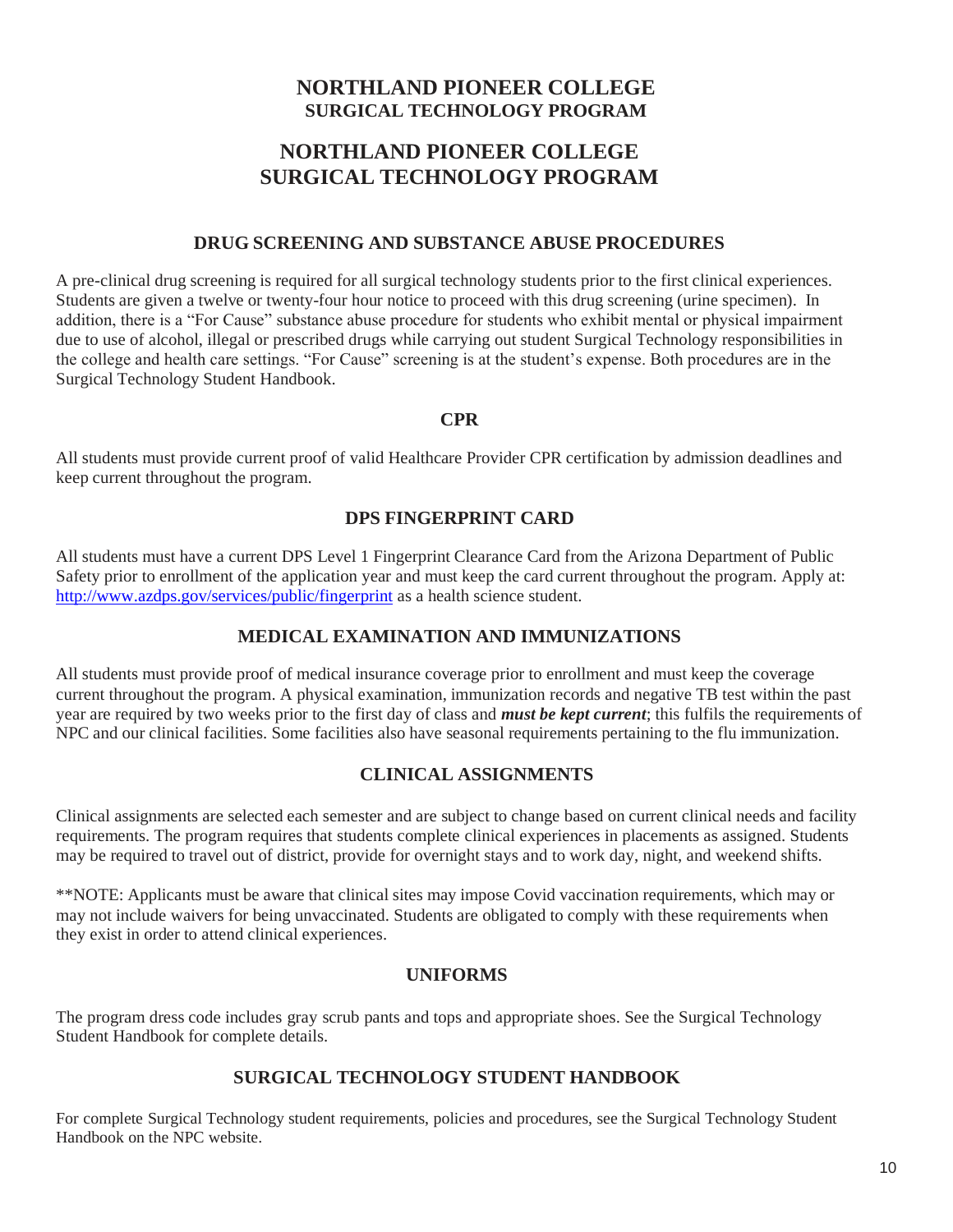# NORTHLAND PIONEER COLLEGE
## SURGICAL TECHNOLOGY PROGRAM

# NORTHLAND PIONEER COLLEGE
# SURGICAL TECHNOLOGY PROGRAM

### DRUG SCREENING AND SUBSTANCE ABUSE PROCEDURES

A pre-clinical drug screening is required for all surgical technology students prior to the first clinical experiences. Students are given a twelve or twenty-four hour notice to proceed with this drug screening (urine specimen). In addition, there is a "For Cause" substance abuse procedure for students who exhibit mental or physical impairment due to use of alcohol, illegal or prescribed drugs while carrying out student Surgical Technology responsibilities in the college and health care settings. "For Cause" screening is at the student's expense. Both procedures are in the Surgical Technology Student Handbook.

### CPR

All students must provide current proof of valid Healthcare Provider CPR certification by admission deadlines and keep current throughout the program.

### DPS FINGERPRINT CARD

All students must have a current DPS Level 1 Fingerprint Clearance Card from the Arizona Department of Public Safety prior to enrollment of the application year and must keep the card current throughout the program. Apply at: [http://www.azdps.gov/services/public/fingerprint](http://www.azdps.gov/services/public/fingerprint) as a health science student.

### MEDICAL EXAMINATION AND IMMUNIZATIONS

All students must provide proof of medical insurance coverage prior to enrollment and must keep the coverage current throughout the program. A physical examination, immunization records and negative TB test within the past year are required by two weeks prior to the first day of class and ***must be kept current***; this fulfils the requirements of NPC and our clinical facilities. Some facilities also have seasonal requirements pertaining to the flu immunization.

### CLINICAL ASSIGNMENTS

Clinical assignments are selected each semester and are subject to change based on current clinical needs and facility requirements. The program requires that students complete clinical experiences in placements as assigned. Students may be required to travel out of district, provide for overnight stays and to work day, night, and weekend shifts.

**NOTE: Applicants must be aware that clinical sites may impose Covid vaccination requirements, which may or may not include waivers for being unvaccinated. Students are obligated to comply with these requirements when they exist in order to attend clinical experiences.

### UNIFORMS

The program dress code includes gray scrub pants and tops and appropriate shoes. See the Surgical Technology Student Handbook for complete details.

### SURGICAL TECHNOLOGY STUDENT HANDBOOK

For complete Surgical Technology student requirements, policies and procedures, see the Surgical Technology Student Handbook on the NPC website.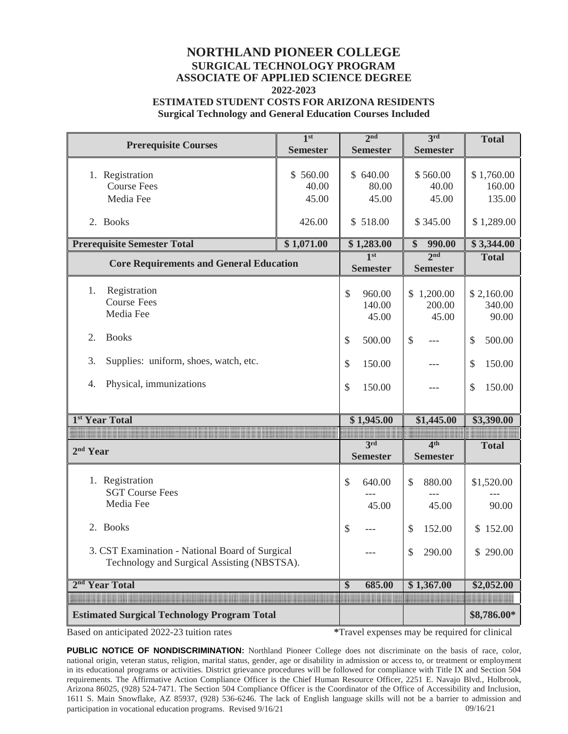# NORTHLAND PIONEER COLLEGE

## SURGICAL TECHNOLOGY PROGRAM

## ASSOCIATE OF APPLIED SCIENCE DEGREE

### 2022-2023

### ESTIMATED STUDENT COSTS FOR ARIZONA RESIDENTS

**Surgical Technology and General Education Courses Included**

| Prerequisite Courses | 1st Semester | 2nd Semester | 3rd Semester | Total |
|---|---|---|---|---|
| 1. Registration | $ 560.00 | $ 640.00 | $ 560.00 | $ 1,760.00 |
| Course Fees | 40.00 | 80.00 | 40.00 | 160.00 |
| Media Fee | 45.00 | 45.00 | 45.00 | 135.00 |
| 2. Books | 426.00 | $ 518.00 | $ 345.00 | $ 1,289.00 |
| **Prerequisite Semester Total** | **$ 1,071.00** | **$ 1,283.00** | **$ 990.00** | **$ 3,344.00** |
| **Core Requirements and General Education** | | **1st Semester** | **2nd Semester** | **Total** |
| 1. Registration | | $ 960.00 | $ 1,200.00 | $ 2,160.00 |
| Course Fees | | 140.00 | 200.00 | 340.00 |
| Media Fee | | 45.00 | 45.00 | 90.00 |
| 2. Books | | $ 500.00 | $ --- | $ 500.00 |
| 3. Supplies: uniform, shoes, watch, etc. | | $ 150.00 | --- | $ 150.00 |
| 4. Physical, immunizations | | $ 150.00 | --- | $ 150.00 |
| **1st Year Total** | | **$ 1,945.00** | **$1,445.00** | **$3,390.00** |
| **2nd Year** | | **3rd Semester** | **4th Semester** | **Total** |
| 1. Registration | | $ 640.00 | $ 880.00 | $1,520.00 |
| SGT Course Fees | | --- | --- | --- |
| Media Fee | | 45.00 | 45.00 | 90.00 |
| 2. Books | | $ --- | $ 152.00 | $ 152.00 |
| 3. CST Examination - National Board of Surgical Technology and Surgical Assisting (NBSTSA). | | --- | $ 290.00 | $ 290.00 |
| **2nd Year Total** | | **$ 685.00** | **$ 1,367.00** | **$2,052.00** |
| **Estimated Surgical Technology Program Total** | | | | **$8,786.00*** |

Based on anticipated 2022-23 tuition rates

*Travel expenses may be required for clinical

**PUBLIC NOTICE OF NONDISCRIMINATION:** Northland Pioneer College does not discriminate on the basis of race, color, national origin, veteran status, religion, marital status, gender, age or disability in admission or access to, or treatment or employment in its educational programs or activities. District grievance procedures will be followed for compliance with Title IX and Section 504 requirements. The Affirmative Action Compliance Officer is the Chief Human Resource Officer, 2251 E. Navajo Blvd., Holbrook, Arizona 86025, (928) 524-7471. The Section 504 Compliance Officer is the Coordinator of the Office of Accessibility and Inclusion, 1611 S. Main Snowflake, AZ 85937, (928) 536-6246. The lack of English language skills will not be a barrier to admission and participation in vocational education programs. Revised 9/16/21 09/16/21